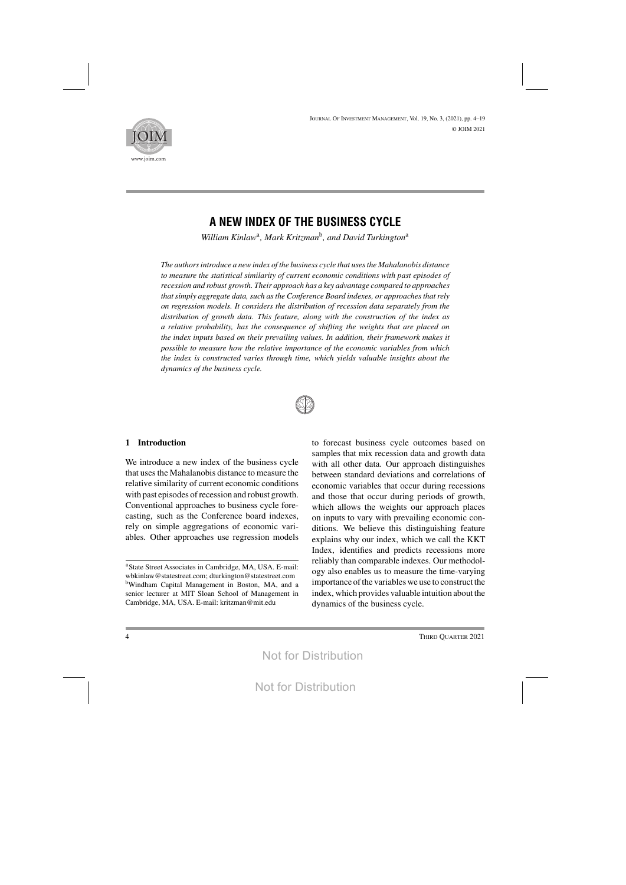# A NEW INDEX OF THE BUSINESS CYCLE

*William Kinlaw*[a], *Mark Kritzman*[b], *and David Turkington*[a]

*The authors introduce a new index of the business cycle that uses the Mahalanobis distance to measure the statistical similarity of current economic conditions with past episodes of recession and robust growth. Their approach has a key advantage compared to approaches that simply aggregate data, such as the Conference Board indexes, or approaches that rely on regression models. It considers the distribution of recession data separately from the distribution of growth data. This feature, along with the construction of the index as a relative probability, has the consequence of shifting the weights that are placed on the index inputs based on their prevailing values. In addition, their framework makes it possible to measure how the relative importance of the economic variables from which the index is constructed varies through time, which yields valuable insights about the dynamics of the business cycle.*

## 1 Introduction

We introduce a new index of the business cycle that uses the Mahalanobis distance to measure the relative similarity of current economic conditions with past episodes of recession and robust growth. Conventional approaches to business cycle forecasting, such as the Conference board indexes, rely on simple aggregations of economic variables. Other approaches use regression models to forecast business cycle outcomes based on samples that mix recession data and growth data with all other data. Our approach distinguishes between standard deviations and correlations of economic variables that occur during recessions and those that occur during periods of growth, which allows the weights our approach places on inputs to vary with prevailing economic conditions. We believe this distinguishing feature explains why our index, which we call the KKT Index, identifies and predicts recessions more reliably than comparable indexes. Our methodology also enables us to measure the time-varying importance of the variables we use to construct the index, which provides valuable intuition about the dynamics of the business cycle.

[a]State Street Associates in Cambridge, MA, USA. E-mail: wbkinlaw@statestreet.com; dturkington@statestreet.com
[b]Windham Capital Management in Boston, MA, and a senior lecturer at MIT Sloan School of Management in Cambridge, MA, USA. E-mail: kritzman@mit.edu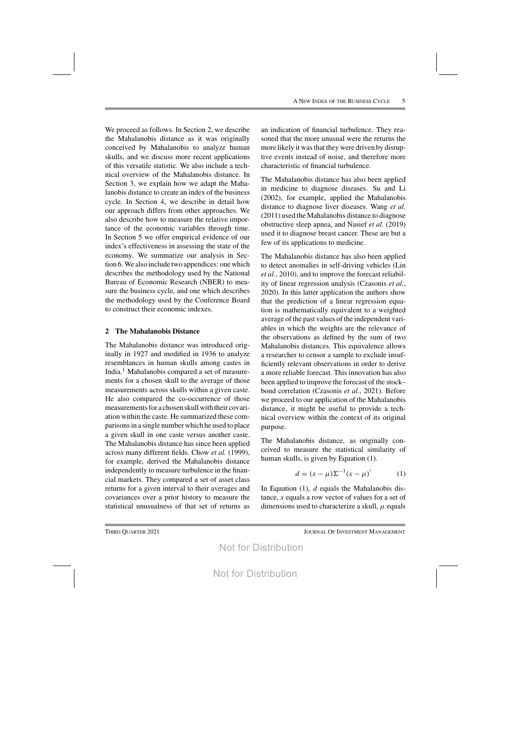We proceed as follows. In Section 2, we describe the Mahalanobis distance as it was originally conceived by Mahalanobis to analyze human skulls, and we discuss more recent applications of this versatile statistic. We also include a technical overview of the Mahalanobis distance. In Section 3, we explain how we adapt the Mahalanobis distance to create an index of the business cycle. In Section 4, we describe in detail how our approach differs from other approaches. We also describe how to measure the relative importance of the economic variables through time. In Section 5 we offer empirical evidence of our index's effectiveness in assessing the state of the economy. We summarize our analysis in Section 6. We also include two appendices: one which describes the methodology used by the National Bureau of Economic Research (NBER) to measure the business cycle, and one which describes the methodology used by the Conference Board to construct their economic indexes.

## 2 The Mahalanobis Distance

The Mahalanobis distance was introduced originally in 1927 and modified in 1936 to analyze resemblances in human skulls among castes in India.[1] Mahalanobis compared a set of measurements for a chosen skull to the average of those measurements across skulls within a given caste. He also compared the co-occurrence of those measurements for a chosen skull with their covariation within the caste. He summarized these comparisons in a single number which he used to place a given skull in one caste versus another caste. The Mahalanobis distance has since been applied across many different fields. Chow *et al.* (1999), for example, derived the Mahalanobis distance independently to measure turbulence in the financial markets. They compared a set of asset class returns for a given interval to their averages and covariances over a prior history to measure the statistical unusualness of that set of returns as an indication of financial turbulence. They reasoned that the more unusual were the returns the more likely it was that they were driven by disruptive events instead of noise, and therefore more characteristic of financial turbulence.

The Mahalanobis distance has also been applied in medicine to diagnose diseases. Su and Li (2002), for example, applied the Mahalanobis distance to diagnose liver diseases. Wang *et al.* (2011) used the Mahalanobis distance to diagnose obstructive sleep apnea, and Nasief *et al.* (2019) used it to diagnose breast cancer. These are but a few of its applications to medicine.

The Mahalanobis distance has also been applied to detect anomalies in self-driving vehicles (Lin *et al.*, 2010), and to improve the forecast reliability of linear regression analysis (Czasonis *et al.*, 2020). In this latter application the authors show that the prediction of a linear regression equation is mathematically equivalent to a weighted average of the past values of the independent variables in which the weights are the relevance of the observations as defined by the sum of two Mahalanobis distances. This equivalence allows a researcher to censor a sample to exclude insufficiently relevant observations in order to derive a more reliable forecast. This innovation has also been applied to improve the forecast of the stock–bond correlation (Czasonis *et al.*, 2021). Before we proceed to our application of the Mahalanobis distance, it might be useful to provide a technical overview within the context of its original purpose.

The Mahalanobis distance, as originally conceived to measure the statistical similarity of human skulls, is given by Equation (1).

$$d = (x - \mu)\Sigma^{-1}(x - \mu)' \qquad (1)$$

In Equation (1), $d$ equals the Mahalanobis distance, $x$ equals a row vector of values for a set of dimensions used to characterize a skull, $\mu$ equals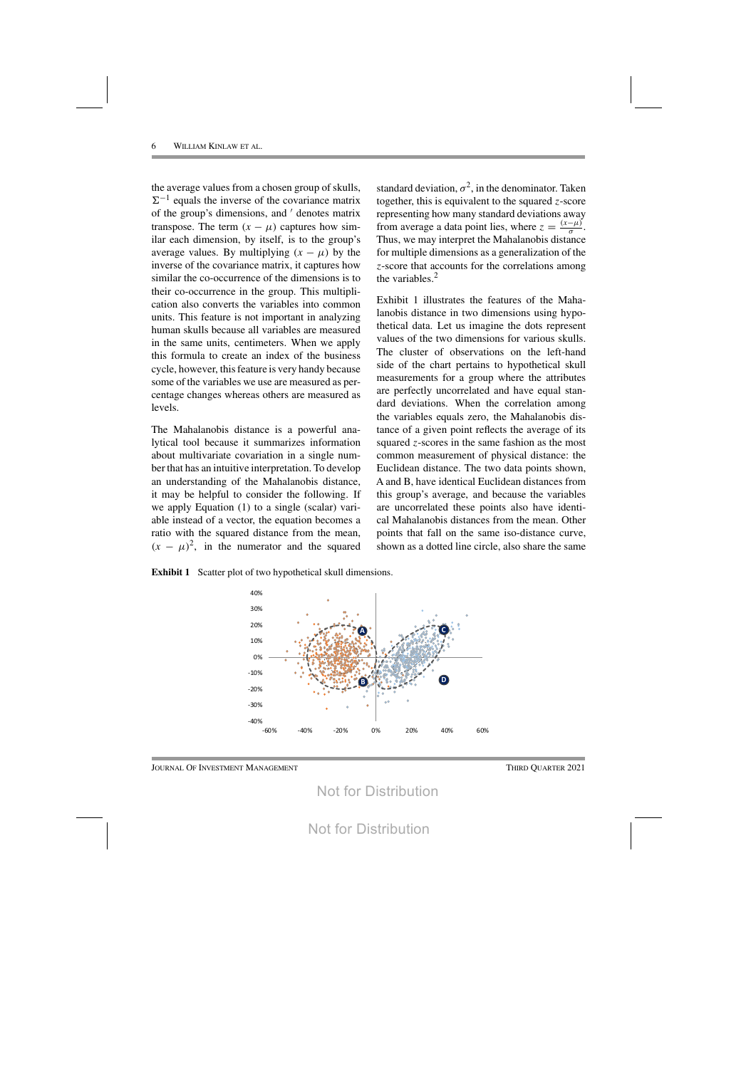the average values from a chosen group of skulls, $\Sigma^{-1}$ equals the inverse of the covariance matrix of the group's dimensions, and $'$ denotes matrix transpose. The term $(x - \mu)$ captures how similar each dimension, by itself, is to the group's average values. By multiplying $(x - \mu)$ by the inverse of the covariance matrix, it captures how similar the co-occurrence of the dimensions is to their co-occurrence in the group. This multiplication also converts the variables into common units. This feature is not important in analyzing human skulls because all variables are measured in the same units, centimeters. When we apply this formula to create an index of the business cycle, however, this feature is very handy because some of the variables we use are measured as percentage changes whereas others are measured as levels.

The Mahalanobis distance is a powerful analytical tool because it summarizes information about multivariate covariation in a single number that has an intuitive interpretation. To develop an understanding of the Mahalanobis distance, it may be helpful to consider the following. If we apply Equation (1) to a single (scalar) variable instead of a vector, the equation becomes a ratio with the squared distance from the mean, $(x - \mu)^2$, in the numerator and the squared standard deviation, $\sigma^2$, in the denominator. Taken together, this is equivalent to the squared $z$-score representing how many standard deviations away from average a data point lies, where $z = \frac{(x-\mu)}{\sigma}$. Thus, we may interpret the Mahalanobis distance for multiple dimensions as a generalization of the $z$-score that accounts for the correlations among the variables.[2]

Exhibit 1 illustrates the features of the Mahalanobis distance in two dimensions using hypothetical data. Let us imagine the dots represent values of the two dimensions for various skulls. The cluster of observations on the left-hand side of the chart pertains to hypothetical skull measurements for a group where the attributes are perfectly uncorrelated and have equal standard deviations. When the correlation among the variables equals zero, the Mahalanobis distance of a given point reflects the average of its squared $z$-scores in the same fashion as the most common measurement of physical distance: the Euclidean distance. The two data points shown, A and B, have identical Euclidean distances from this group's average, and because the variables are uncorrelated these points also have identical Mahalanobis distances from the mean. Other points that fall on the same iso-distance curve, shown as a dotted line circle, also share the same

**Exhibit 1** Scatter plot of two hypothetical skull dimensions.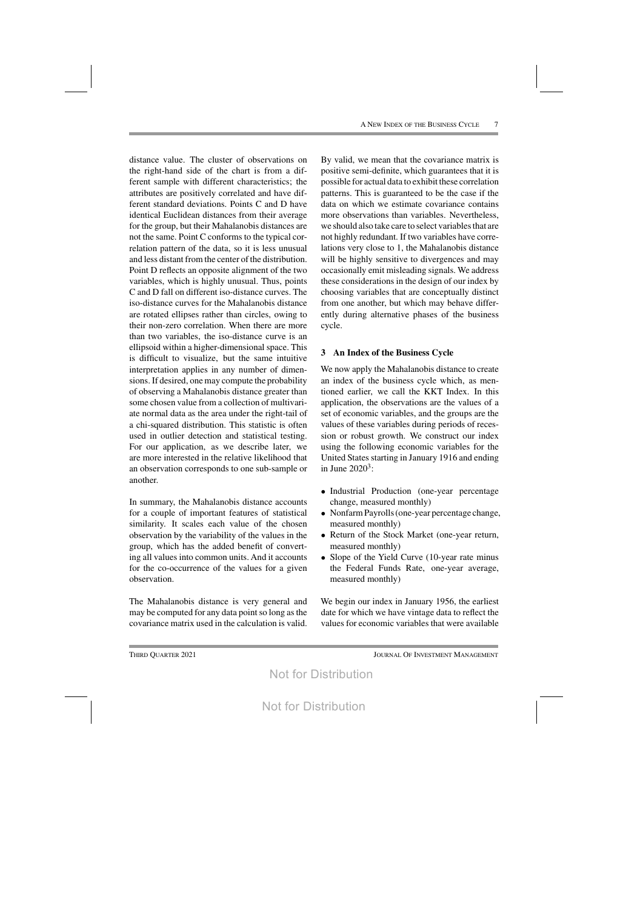distance value. The cluster of observations on the right-hand side of the chart is from a different sample with different characteristics; the attributes are positively correlated and have different standard deviations. Points C and D have identical Euclidean distances from their average for the group, but their Mahalanobis distances are not the same. Point C conforms to the typical correlation pattern of the data, so it is less unusual and less distant from the center of the distribution. Point D reflects an opposite alignment of the two variables, which is highly unusual. Thus, points C and D fall on different iso-distance curves. The iso-distance curves for the Mahalanobis distance are rotated ellipses rather than circles, owing to their non-zero correlation. When there are more than two variables, the iso-distance curve is an ellipsoid within a higher-dimensional space. This is difficult to visualize, but the same intuitive interpretation applies in any number of dimensions. If desired, one may compute the probability of observing a Mahalanobis distance greater than some chosen value from a collection of multivariate normal data as the area under the right-tail of a chi-squared distribution. This statistic is often used in outlier detection and statistical testing. For our application, as we describe later, we are more interested in the relative likelihood that an observation corresponds to one sub-sample or another.

In summary, the Mahalanobis distance accounts for a couple of important features of statistical similarity. It scales each value of the chosen observation by the variability of the values in the group, which has the added benefit of converting all values into common units. And it accounts for the co-occurrence of the values for a given observation.

The Mahalanobis distance is very general and may be computed for any data point so long as the covariance matrix used in the calculation is valid. By valid, we mean that the covariance matrix is positive semi-definite, which guarantees that it is possible for actual data to exhibit these correlation patterns. This is guaranteed to be the case if the data on which we estimate covariance contains more observations than variables. Nevertheless, we should also take care to select variables that are not highly redundant. If two variables have correlations very close to 1, the Mahalanobis distance will be highly sensitive to divergences and may occasionally emit misleading signals. We address these considerations in the design of our index by choosing variables that are conceptually distinct from one another, but which may behave differently during alternative phases of the business cycle.

## 3 An Index of the Business Cycle

We now apply the Mahalanobis distance to create an index of the business cycle which, as mentioned earlier, we call the KKT Index. In this application, the observations are the values of a set of economic variables, and the groups are the values of these variables during periods of recession or robust growth. We construct our index using the following economic variables for the United States starting in January 1916 and ending in June 2020[3]:

- Industrial Production (one-year percentage change, measured monthly)
- Nonfarm Payrolls (one-year percentage change, measured monthly)
- Return of the Stock Market (one-year return, measured monthly)
- Slope of the Yield Curve (10-year rate minus the Federal Funds Rate, one-year average, measured monthly)

We begin our index in January 1956, the earliest date for which we have vintage data to reflect the values for economic variables that were available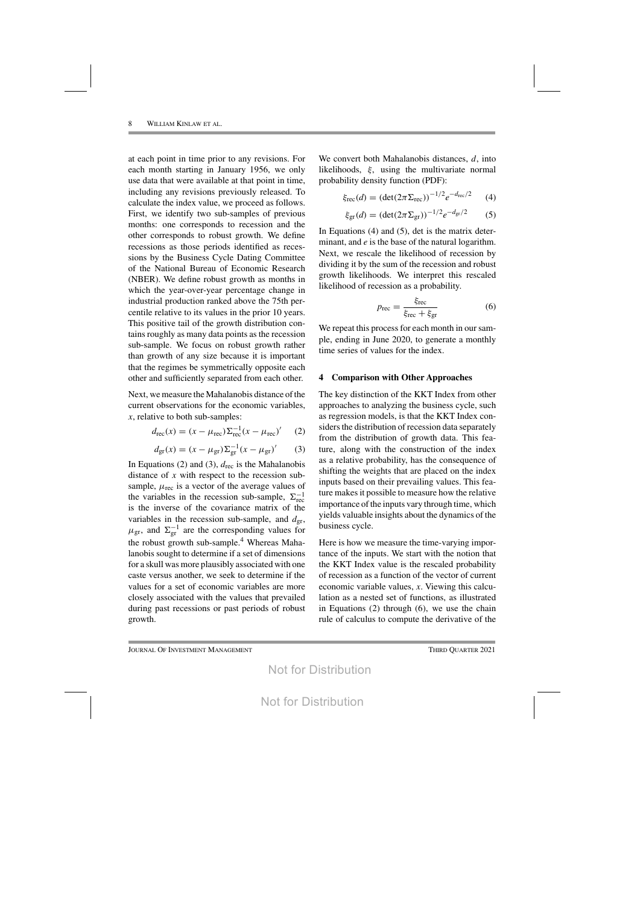at each point in time prior to any revisions. For each month starting in January 1956, we only use data that were available at that point in time, including any revisions previously released. To calculate the index value, we proceed as follows. First, we identify two sub-samples of previous months: one corresponds to recession and the other corresponds to robust growth. We define recessions as those periods identified as recessions by the Business Cycle Dating Committee of the National Bureau of Economic Research (NBER). We define robust growth as months in which the year-over-year percentage change in industrial production ranked above the 75th percentile relative to its values in the prior 10 years. This positive tail of the growth distribution contains roughly as many data points as the recession sub-sample. We focus on robust growth rather than growth of any size because it is important that the regimes be symmetrically opposite each other and sufficiently separated from each other.

Next, we measure the Mahalanobis distance of the current observations for the economic variables, $x$, relative to both sub-samples:

$$d_{\text{rec}}(x) = (x - \mu_{\text{rec}})\Sigma_{\text{rec}}^{-1}(x - \mu_{\text{rec}})' \quad (2)$$

$$d_{\text{gr}}(x) = (x - \mu_{\text{gr}})\Sigma_{\text{gr}}^{-1}(x - \mu_{\text{gr}})' \quad (3)$$

In Equations (2) and (3), $d_{\text{rec}}$ is the Mahalanobis distance of $x$ with respect to the recession sub-sample, $\mu_{\text{rec}}$ is a vector of the average values of the variables in the recession sub-sample, $\Sigma_{\text{rec}}^{-1}$ is the inverse of the covariance matrix of the variables in the recession sub-sample, and $d_{\text{gr}}$, $\mu_{\text{gr}}$, and $\Sigma_{\text{gr}}^{-1}$ are the corresponding values for the robust growth sub-sample.[4] Whereas Mahalanobis sought to determine if a set of dimensions for a skull was more plausibly associated with one caste versus another, we seek to determine if the values for a set of economic variables are more closely associated with the values that prevailed during past recessions or past periods of robust growth.

We convert both Mahalanobis distances, $d$, into likelihoods, $\xi$, using the multivariate normal probability density function (PDF):

$$\xi_{\text{rec}}(d) = (\det(2\pi\Sigma_{\text{rec}}))^{-1/2}e^{-d_{\text{rec}}/2} \quad (4)$$

$$\xi_{\text{gr}}(d) = (\det(2\pi\Sigma_{\text{gr}}))^{-1/2}e^{-d_{\text{gr}}/2} \quad (5)$$

In Equations (4) and (5), det is the matrix determinant, and $e$ is the base of the natural logarithm. Next, we rescale the likelihood of recession by dividing it by the sum of the recession and robust growth likelihoods. We interpret this rescaled likelihood of recession as a probability.

$$p_{\text{rec}} = \frac{\xi_{\text{rec}}}{\xi_{\text{rec}} + \xi_{\text{gr}}} \quad (6)$$

We repeat this process for each month in our sample, ending in June 2020, to generate a monthly time series of values for the index.

## 4 Comparison with Other Approaches

The key distinction of the KKT Index from other approaches to analyzing the business cycle, such as regression models, is that the KKT Index considers the distribution of recession data separately from the distribution of growth data. This feature, along with the construction of the index as a relative probability, has the consequence of shifting the weights that are placed on the index inputs based on their prevailing values. This feature makes it possible to measure how the relative importance of the inputs vary through time, which yields valuable insights about the dynamics of the business cycle.

Here is how we measure the time-varying importance of the inputs. We start with the notion that the KKT Index value is the rescaled probability of recession as a function of the vector of current economic variable values, $x$. Viewing this calculation as a nested set of functions, as illustrated in Equations (2) through (6), we use the chain rule of calculus to compute the derivative of the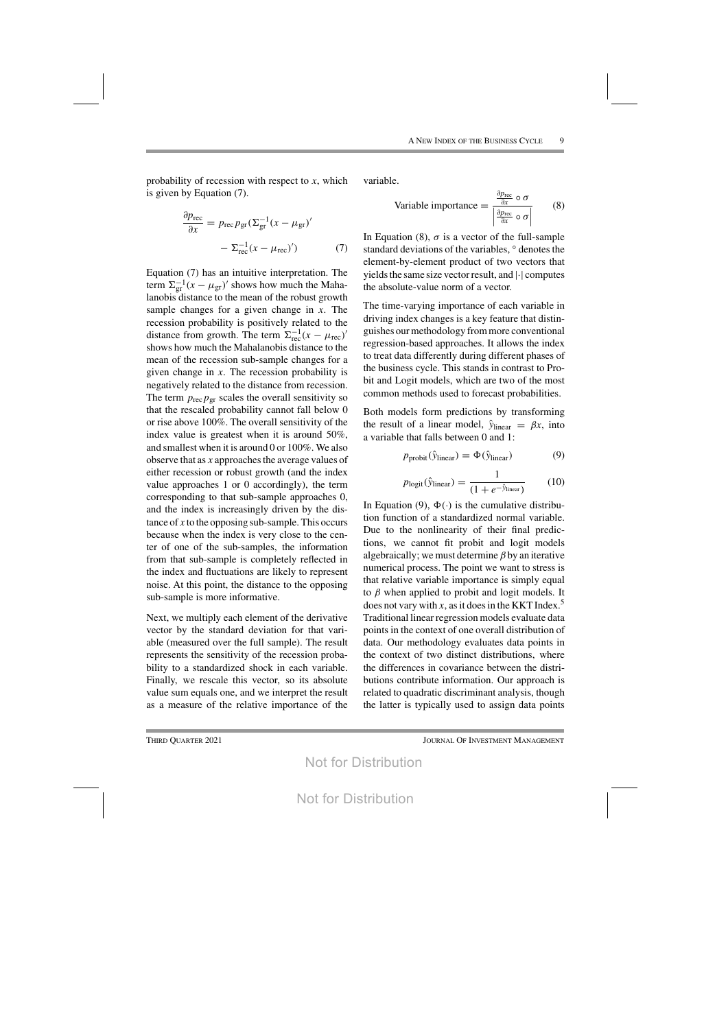probability of recession with respect to $x$, which is given by Equation (7).

$$\frac{\partial p_{\text{rec}}}{\partial x} = p_{\text{rec}} p_{\text{gr}} (\Sigma_{\text{gr}}^{-1}(x - \mu_{\text{gr}})' - \Sigma_{\text{rec}}^{-1}(x - \mu_{\text{rec}})') \qquad (7)$$

Equation (7) has an intuitive interpretation. The term $\Sigma_{\text{gr}}^{-1}(x - \mu_{\text{gr}})'$ shows how much the Mahalanobis distance to the mean of the robust growth sample changes for a given change in $x$. The recession probability is positively related to the distance from growth. The term $\Sigma_{\text{rec}}^{-1}(x - \mu_{\text{rec}})'$ shows how much the Mahalanobis distance to the mean of the recession sub-sample changes for a given change in $x$. The recession probability is negatively related to the distance from recession. The term $p_{\text{rec}} p_{\text{gr}}$ scales the overall sensitivity so that the rescaled probability cannot fall below 0 or rise above 100%. The overall sensitivity of the index value is greatest when it is around 50%, and smallest when it is around 0 or 100%. We also observe that as $x$ approaches the average values of either recession or robust growth (and the index value approaches 1 or 0 accordingly), the term corresponding to that sub-sample approaches 0, and the index is increasingly driven by the distance of $x$ to the opposing sub-sample. This occurs because when the index is very close to the center of one of the sub-samples, the information from that sub-sample is completely reflected in the index and fluctuations are likely to represent noise. At this point, the distance to the opposing sub-sample is more informative.

Next, we multiply each element of the derivative vector by the standard deviation for that variable (measured over the full sample). The result represents the sensitivity of the recession probability to a standardized shock in each variable. Finally, we rescale this vector, so its absolute value sum equals one, and we interpret the result as a measure of the relative importance of the variable.

$$\text{Variable importance} = \frac{\frac{\partial p_{\text{rec}}}{\partial x} \circ \sigma}{\left| \frac{\partial p_{\text{rec}}}{\partial x} \circ \sigma \right|} \qquad (8)$$

In Equation (8), $\sigma$ is a vector of the full-sample standard deviations of the variables, $\circ$ denotes the element-by-element product of two vectors that yields the same size vector result, and $|\cdot|$ computes the absolute-value norm of a vector.

The time-varying importance of each variable in driving index changes is a key feature that distinguishes our methodology from more conventional regression-based approaches. It allows the index to treat data differently during different phases of the business cycle. This stands in contrast to Probit and Logit models, which are two of the most common methods used to forecast probabilities.

Both models form predictions by transforming the result of a linear model, $\hat{y}_{\text{linear}} = \beta x$, into a variable that falls between 0 and 1:

$$p_{\text{probit}}(\hat{y}_{\text{linear}}) = \Phi(\hat{y}_{\text{linear}}) \qquad (9)$$

$$p_{\text{logit}}(\hat{y}_{\text{linear}}) = \frac{1}{(1 + e^{-\hat{y}_{\text{linear}}})} \qquad (10)$$

In Equation (9), $\Phi(\cdot)$ is the cumulative distribution function of a standardized normal variable. Due to the nonlinearity of their final predictions, we cannot fit probit and logit models algebraically; we must determine $\beta$ by an iterative numerical process. The point we want to stress is that relative variable importance is simply equal to $\beta$ when applied to probit and logit models. It does not vary with $x$, as it does in the KKT Index.[5] Traditional linear regression models evaluate data points in the context of one overall distribution of data. Our methodology evaluates data points in the context of two distinct distributions, where the differences in covariance between the distributions contribute information. Our approach is related to quadratic discriminant analysis, though the latter is typically used to assign data points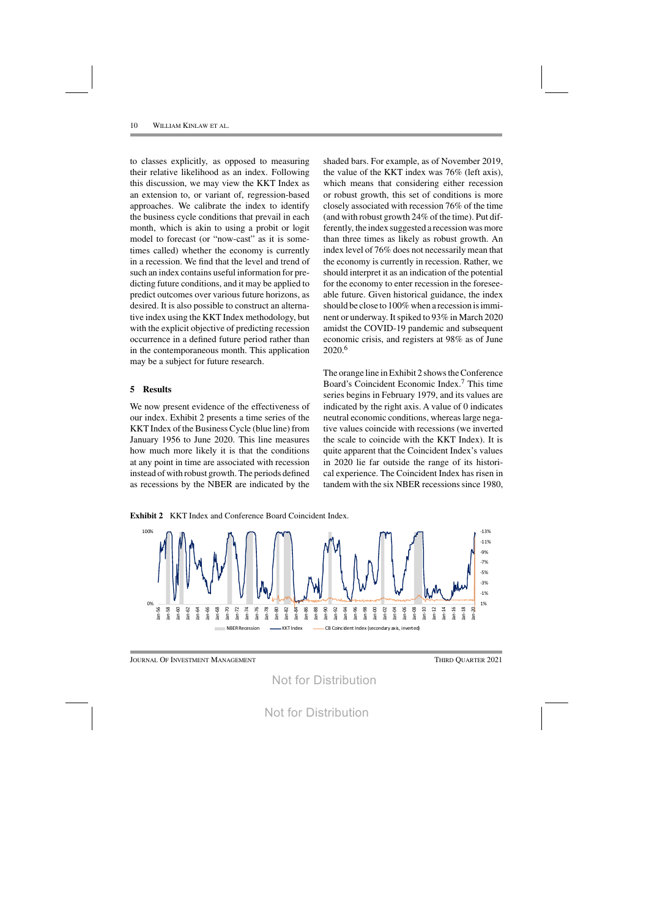to classes explicitly, as opposed to measuring their relative likelihood as an index. Following this discussion, we may view the KKT Index as an extension to, or variant of, regression-based approaches. We calibrate the index to identify the business cycle conditions that prevail in each month, which is akin to using a probit or logit model to forecast (or "now-cast" as it is sometimes called) whether the economy is currently in a recession. We find that the level and trend of such an index contains useful information for predicting future conditions, and it may be applied to predict outcomes over various future horizons, as desired. It is also possible to construct an alternative index using the KKT Index methodology, but with the explicit objective of predicting recession occurrence in a defined future period rather than in the contemporaneous month. This application may be a subject for future research.

## 5 Results

We now present evidence of the effectiveness of our index. Exhibit 2 presents a time series of the KKT Index of the Business Cycle (blue line) from January 1956 to June 2020. This line measures how much more likely it is that the conditions at any point in time are associated with recession instead of with robust growth. The periods defined as recessions by the NBER are indicated by the shaded bars. For example, as of November 2019, the value of the KKT index was 76% (left axis), which means that considering either recession or robust growth, this set of conditions is more closely associated with recession 76% of the time (and with robust growth 24% of the time). Put differently, the index suggested a recession was more than three times as likely as robust growth. An index level of 76% does not necessarily mean that the economy is currently in recession. Rather, we should interpret it as an indication of the potential for the economy to enter recession in the foreseeable future. Given historical guidance, the index should be close to 100% when a recession is imminent or underway. It spiked to 93% in March 2020 amidst the COVID-19 pandemic and subsequent economic crisis, and registers at 98% as of June 2020.[6]

The orange line in Exhibit 2 shows the Conference Board's Coincident Economic Index.[7] This time series begins in February 1979, and its values are indicated by the right axis. A value of 0 indicates neutral economic conditions, whereas large negative values coincide with recessions (we inverted the scale to coincide with the KKT Index). It is quite apparent that the Coincident Index's values in 2020 lie far outside the range of its historical experience. The Coincident Index has risen in tandem with the six NBER recessions since 1980,

**Exhibit 2** KKT Index and Conference Board Coincident Index.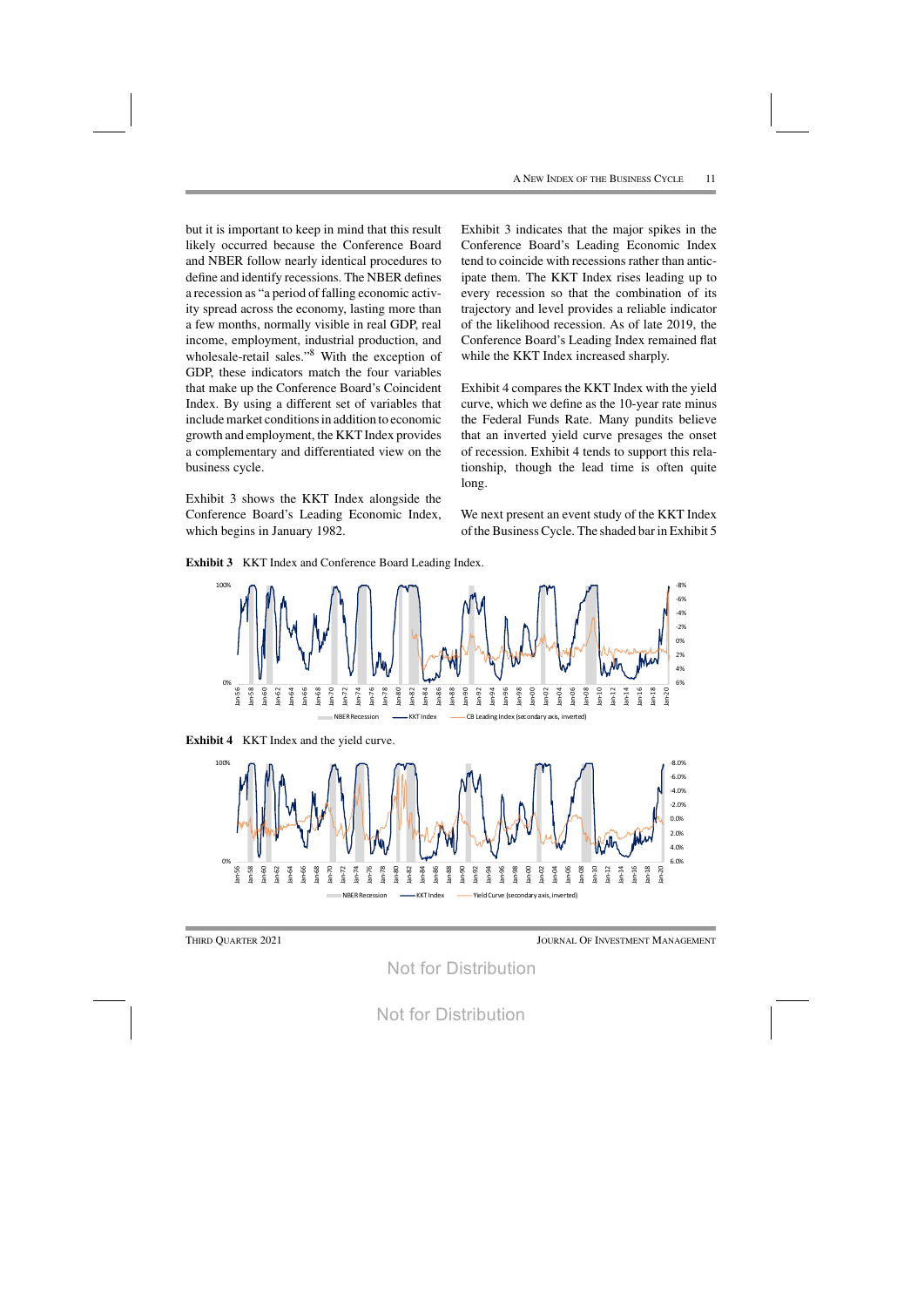but it is important to keep in mind that this result likely occurred because the Conference Board and NBER follow nearly identical procedures to define and identify recessions. The NBER defines a recession as "a period of falling economic activity spread across the economy, lasting more than a few months, normally visible in real GDP, real income, employment, industrial production, and wholesale-retail sales."[8] With the exception of GDP, these indicators match the four variables that make up the Conference Board's Coincident Index. By using a different set of variables that include market conditions in addition to economic growth and employment, the KKT Index provides a complementary and differentiated view on the business cycle.

Exhibit 3 shows the KKT Index alongside the Conference Board's Leading Economic Index, which begins in January 1982.

Exhibit 3 indicates that the major spikes in the Conference Board's Leading Economic Index tend to coincide with recessions rather than anticipate them. The KKT Index rises leading up to every recession so that the combination of its trajectory and level provides a reliable indicator of the likelihood recession. As of late 2019, the Conference Board's Leading Index remained flat while the KKT Index increased sharply.

Exhibit 4 compares the KKT Index with the yield curve, which we define as the 10-year rate minus the Federal Funds Rate. Many pundits believe that an inverted yield curve presages the onset of recession. Exhibit 4 tends to support this relationship, though the lead time is often quite long.

We next present an event study of the KKT Index of the Business Cycle. The shaded bar in Exhibit 5

**Exhibit 3** KKT Index and Conference Board Leading Index.

**Exhibit 4** KKT Index and the yield curve.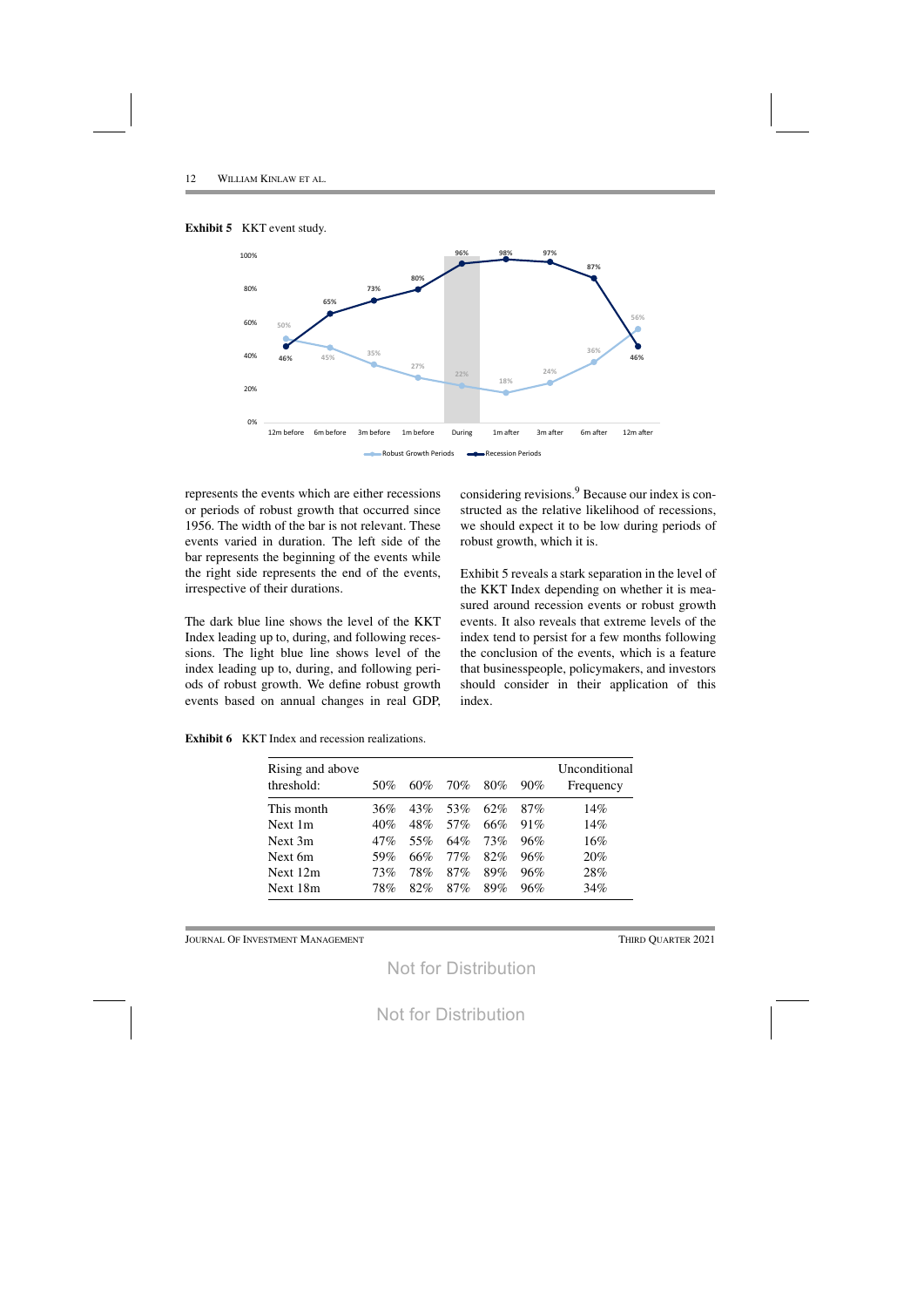**Exhibit 5** KKT event study.

represents the events which are either recessions or periods of robust growth that occurred since 1956. The width of the bar is not relevant. These events varied in duration. The left side of the bar represents the beginning of the events while the right side represents the end of the events, irrespective of their durations.

The dark blue line shows the level of the KKT Index leading up to, during, and following recessions. The light blue line shows level of the index leading up to, during, and following periods of robust growth. We define robust growth events based on annual changes in real GDP, considering revisions.[9] Because our index is constructed as the relative likelihood of recessions, we should expect it to be low during periods of robust growth, which it is.

Exhibit 5 reveals a stark separation in the level of the KKT Index depending on whether it is measured around recession events or robust growth events. It also reveals that extreme levels of the index tend to persist for a few months following the conclusion of the events, which is a feature that businesspeople, policymakers, and investors should consider in their application of this index.

**Exhibit 6** KKT Index and recession realizations.

| Rising and above threshold: | 50% | 60% | 70% | 80% | 90% | Unconditional Frequency |
|---|---|---|---|---|---|---|
| This month | 36% | 43% | 53% | 62% | 87% | 14% |
| Next 1m | 40% | 48% | 57% | 66% | 91% | 14% |
| Next 3m | 47% | 55% | 64% | 73% | 96% | 16% |
| Next 6m | 59% | 66% | 77% | 82% | 96% | 20% |
| Next 12m | 73% | 78% | 87% | 89% | 96% | 28% |
| Next 18m | 78% | 82% | 87% | 89% | 96% | 34% |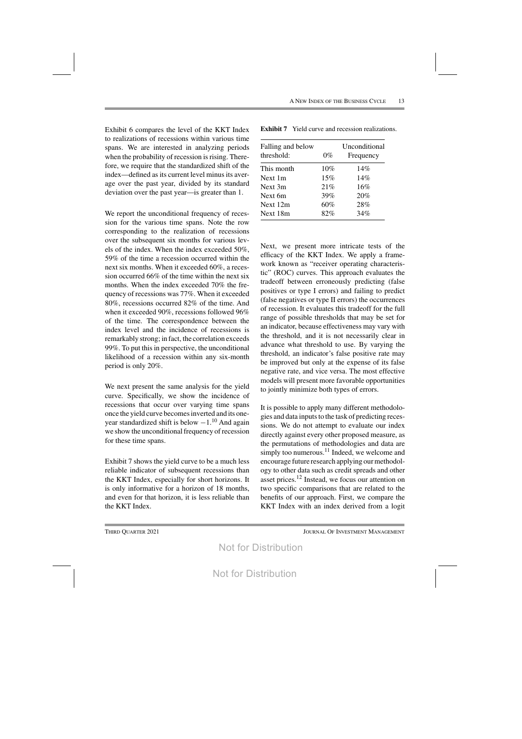Exhibit 6 compares the level of the KKT Index to realizations of recessions within various time spans. We are interested in analyzing periods when the probability of recession is rising. Therefore, we require that the standardized shift of the index—defined as its current level minus its average over the past year, divided by its standard deviation over the past year—is greater than 1.

We report the unconditional frequency of recession for the various time spans. Note the row corresponding to the realization of recessions over the subsequent six months for various levels of the index. When the index exceeded 50%, 59% of the time a recession occurred within the next six months. When it exceeded 60%, a recession occurred 66% of the time within the next six months. When the index exceeded 70% the frequency of recessions was 77%. When it exceeded 80%, recessions occurred 82% of the time. And when it exceeded 90%, recessions followed 96% of the time. The correspondence between the index level and the incidence of recessions is remarkably strong; in fact, the correlation exceeds 99%. To put this in perspective, the unconditional likelihood of a recession within any six-month period is only 20%.

We next present the same analysis for the yield curve. Specifically, we show the incidence of recessions that occur over varying time spans once the yield curve becomes inverted and its one-year standardized shift is below $-1$.[10] And again we show the unconditional frequency of recession for these time spans.

Exhibit 7 shows the yield curve to be a much less reliable indicator of subsequent recessions than the KKT Index, especially for short horizons. It is only informative for a horizon of 18 months, and even for that horizon, it is less reliable than the KKT Index.

**Exhibit 7** Yield curve and recession realizations.

| Falling and below threshold: | 0% | Unconditional Frequency |
|---|---|---|
| This month | 10% | 14% |
| Next 1m | 15% | 14% |
| Next 3m | 21% | 16% |
| Next 6m | 39% | 20% |
| Next 12m | 60% | 28% |
| Next 18m | 82% | 34% |

Next, we present more intricate tests of the efficacy of the KKT Index. We apply a framework known as "receiver operating characteristic" (ROC) curves. This approach evaluates the tradeoff between erroneously predicting (false positives or type I errors) and failing to predict (false negatives or type II errors) the occurrences of recession. It evaluates this tradeoff for the full range of possible thresholds that may be set for an indicator, because effectiveness may vary with the threshold, and it is not necessarily clear in advance what threshold to use. By varying the threshold, an indicator's false positive rate may be improved but only at the expense of its false negative rate, and vice versa. The most effective models will present more favorable opportunities to jointly minimize both types of errors.

It is possible to apply many different methodologies and data inputs to the task of predicting recessions. We do not attempt to evaluate our index directly against every other proposed measure, as the permutations of methodologies and data are simply too numerous.[11] Indeed, we welcome and encourage future research applying our methodology to other data such as credit spreads and other asset prices.[12] Instead, we focus our attention on two specific comparisons that are related to the benefits of our approach. First, we compare the KKT Index with an index derived from a logit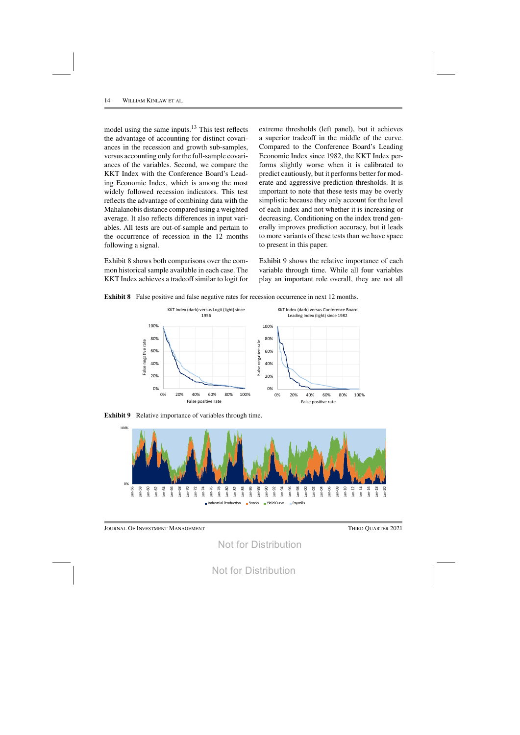model using the same inputs.[13] This test reflects the advantage of accounting for distinct covariances in the recession and growth sub-samples, versus accounting only for the full-sample covariances of the variables. Second, we compare the KKT Index with the Conference Board's Leading Economic Index, which is among the most widely followed recession indicators. This test reflects the advantage of combining data with the Mahalanobis distance compared using a weighted average. It also reflects differences in input variables. All tests are out-of-sample and pertain to the occurrence of recession in the 12 months following a signal.

Exhibit 8 shows both comparisons over the common historical sample available in each case. The KKT Index achieves a tradeoff similar to logit for extreme thresholds (left panel), but it achieves a superior tradeoff in the middle of the curve. Compared to the Conference Board's Leading Economic Index since 1982, the KKT Index performs slightly worse when it is calibrated to predict cautiously, but it performs better for moderate and aggressive prediction thresholds. It is important to note that these tests may be overly simplistic because they only account for the level of each index and not whether it is increasing or decreasing. Conditioning on the index trend generally improves prediction accuracy, but it leads to more variants of these tests than we have space to present in this paper.

Exhibit 9 shows the relative importance of each variable through time. While all four variables play an important role overall, they are not all

**Exhibit 8** False positive and false negative rates for recession occurrence in next 12 months.

**Exhibit 9** Relative importance of variables through time.

Not for Distribution

Not for Distribution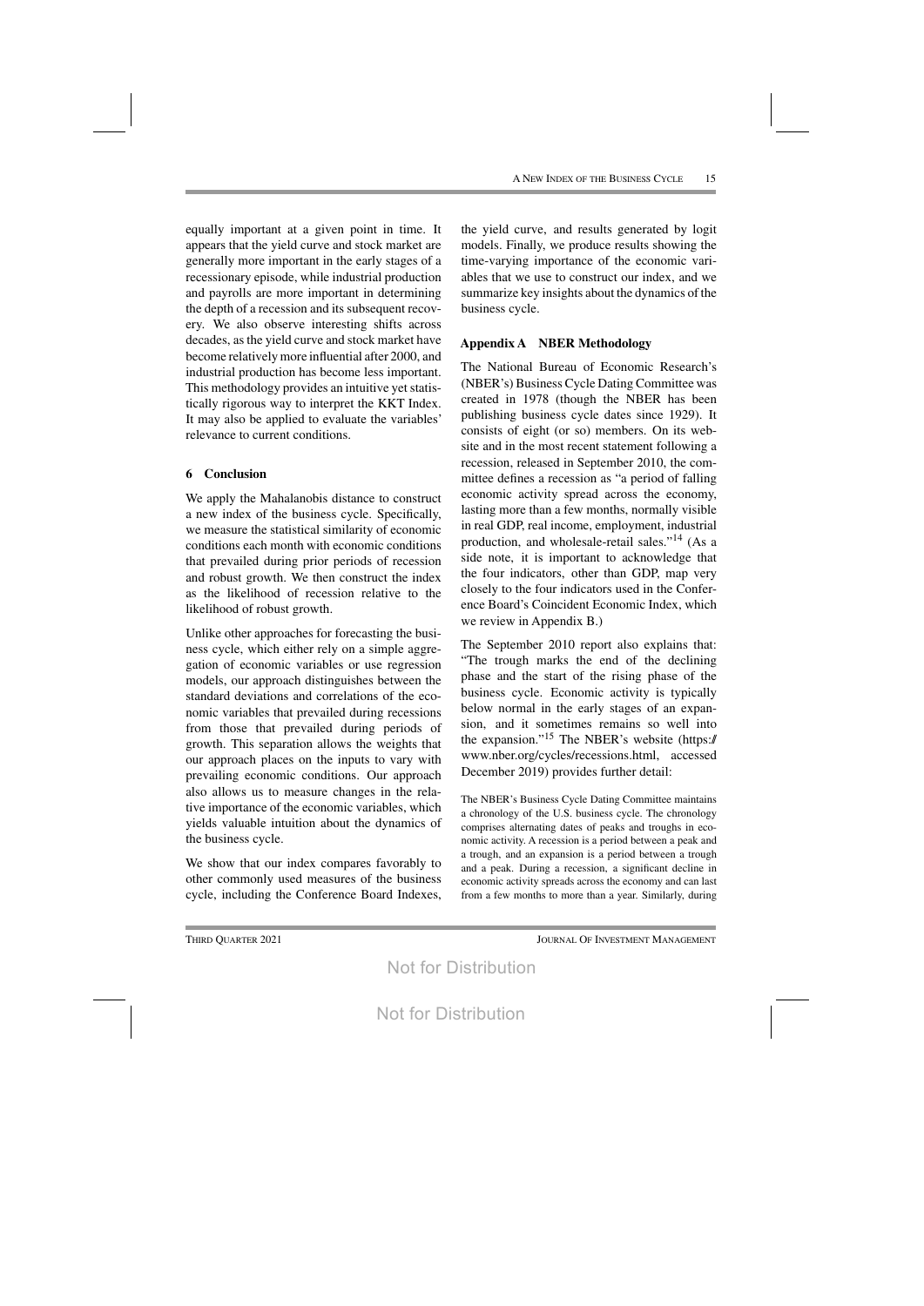equally important at a given point in time. It appears that the yield curve and stock market are generally more important in the early stages of a recessionary episode, while industrial production and payrolls are more important in determining the depth of a recession and its subsequent recovery. We also observe interesting shifts across decades, as the yield curve and stock market have become relatively more influential after 2000, and industrial production has become less important. This methodology provides an intuitive yet statistically rigorous way to interpret the KKT Index. It may also be applied to evaluate the variables' relevance to current conditions.

## 6 Conclusion

We apply the Mahalanobis distance to construct a new index of the business cycle. Specifically, we measure the statistical similarity of economic conditions each month with economic conditions that prevailed during prior periods of recession and robust growth. We then construct the index as the likelihood of recession relative to the likelihood of robust growth.

Unlike other approaches for forecasting the business cycle, which either rely on a simple aggregation of economic variables or use regression models, our approach distinguishes between the standard deviations and correlations of the economic variables that prevailed during recessions from those that prevailed during periods of growth. This separation allows the weights that our approach places on the inputs to vary with prevailing economic conditions. Our approach also allows us to measure changes in the relative importance of the economic variables, which yields valuable intuition about the dynamics of the business cycle.

We show that our index compares favorably to other commonly used measures of the business cycle, including the Conference Board Indexes, the yield curve, and results generated by logit models. Finally, we produce results showing the time-varying importance of the economic variables that we use to construct our index, and we summarize key insights about the dynamics of the business cycle.

## Appendix A NBER Methodology

The National Bureau of Economic Research's (NBER's) Business Cycle Dating Committee was created in 1978 (though the NBER has been publishing business cycle dates since 1929). It consists of eight (or so) members. On its website and in the most recent statement following a recession, released in September 2010, the committee defines a recession as "a period of falling economic activity spread across the economy, lasting more than a few months, normally visible in real GDP, real income, employment, industrial production, and wholesale-retail sales."[14] (As a side note, it is important to acknowledge that the four indicators, other than GDP, map very closely to the four indicators used in the Conference Board's Coincident Economic Index, which we review in Appendix B.)

The September 2010 report also explains that: "The trough marks the end of the declining phase and the start of the rising phase of the business cycle. Economic activity is typically below normal in the early stages of an expansion, and it sometimes remains so well into the expansion."[15] The NBER's website (https://www.nber.org/cycles/recessions.html, accessed December 2019) provides further detail:

> The NBER's Business Cycle Dating Committee maintains a chronology of the U.S. business cycle. The chronology comprises alternating dates of peaks and troughs in economic activity. A recession is a period between a peak and a trough, and an expansion is a period between a trough and a peak. During a recession, a significant decline in economic activity spreads across the economy and can last from a few months to more than a year. Similarly, during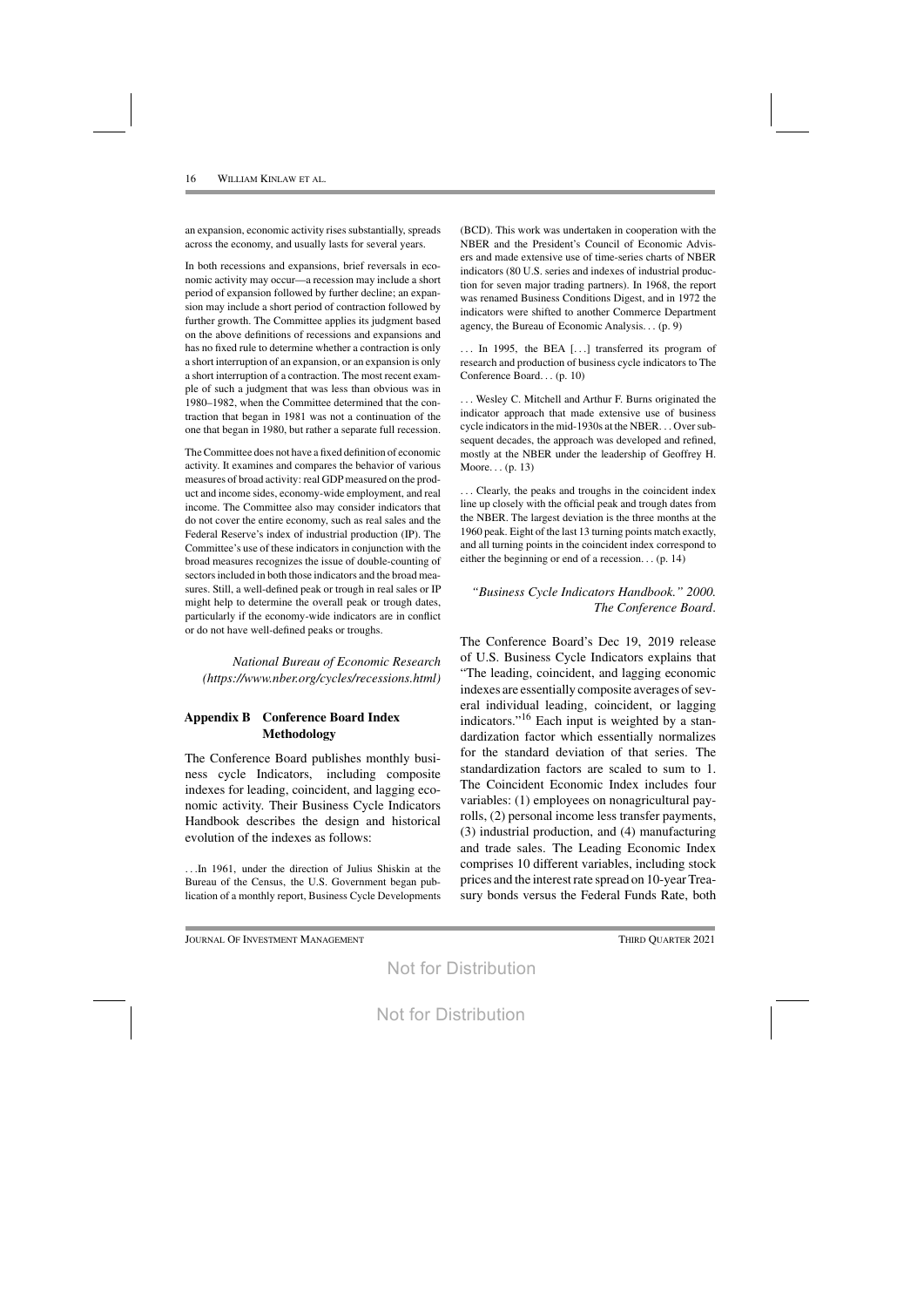an expansion, economic activity rises substantially, spreads across the economy, and usually lasts for several years.

In both recessions and expansions, brief reversals in economic activity may occur—a recession may include a short period of expansion followed by further decline; an expansion may include a short period of contraction followed by further growth. The Committee applies its judgment based on the above definitions of recessions and expansions and has no fixed rule to determine whether a contraction is only a short interruption of an expansion, or an expansion is only a short interruption of a contraction. The most recent example of such a judgment that was less than obvious was in 1980–1982, when the Committee determined that the contraction that began in 1981 was not a continuation of the one that began in 1980, but rather a separate full recession.

The Committee does not have a fixed definition of economic activity. It examines and compares the behavior of various measures of broad activity: real GDP measured on the product and income sides, economy-wide employment, and real income. The Committee also may consider indicators that do not cover the entire economy, such as real sales and the Federal Reserve's index of industrial production (IP). The Committee's use of these indicators in conjunction with the broad measures recognizes the issue of double-counting of sectors included in both those indicators and the broad measures. Still, a well-defined peak or trough in real sales or IP might help to determine the overall peak or trough dates, particularly if the economy-wide indicators are in conflict or do not have well-defined peaks or troughs.

*National Bureau of Economic Research (https://www.nber.org/cycles/recessions.html)*

## Appendix B Conference Board Index Methodology

The Conference Board publishes monthly business cycle Indicators, including composite indexes for leading, coincident, and lagging economic activity. Their Business Cycle Indicators Handbook describes the design and historical evolution of the indexes as follows:

…In 1961, under the direction of Julius Shiskin at the Bureau of the Census, the U.S. Government began publication of a monthly report, Business Cycle Developments (BCD). This work was undertaken in cooperation with the NBER and the President's Council of Economic Advisers and made extensive use of time-series charts of NBER indicators (80 U.S. series and indexes of industrial production for seven major trading partners). In 1968, the report was renamed Business Conditions Digest, and in 1972 the indicators were shifted to another Commerce Department agency, the Bureau of Economic Analysis… (p. 9)

… In 1995, the BEA […] transferred its program of research and production of business cycle indicators to The Conference Board… (p. 10)

… Wesley C. Mitchell and Arthur F. Burns originated the indicator approach that made extensive use of business cycle indicators in the mid-1930s at the NBER… Over subsequent decades, the approach was developed and refined, mostly at the NBER under the leadership of Geoffrey H. Moore… (p. 13)

… Clearly, the peaks and troughs in the coincident index line up closely with the official peak and trough dates from the NBER. The largest deviation is the three months at the 1960 peak. Eight of the last 13 turning points match exactly, and all turning points in the coincident index correspond to either the beginning or end of a recession… (p. 14)

*"Business Cycle Indicators Handbook." 2000. The Conference Board.*

The Conference Board's Dec 19, 2019 release of U.S. Business Cycle Indicators explains that "The leading, coincident, and lagging economic indexes are essentially composite averages of several individual leading, coincident, or lagging indicators."[16] Each input is weighted by a standardization factor which essentially normalizes for the standard deviation of that series. The standardization factors are scaled to sum to 1. The Coincident Economic Index includes four variables: (1) employees on nonagricultural payrolls, (2) personal income less transfer payments, (3) industrial production, and (4) manufacturing and trade sales. The Leading Economic Index comprises 10 different variables, including stock prices and the interest rate spread on 10-year Treasury bonds versus the Federal Funds Rate, both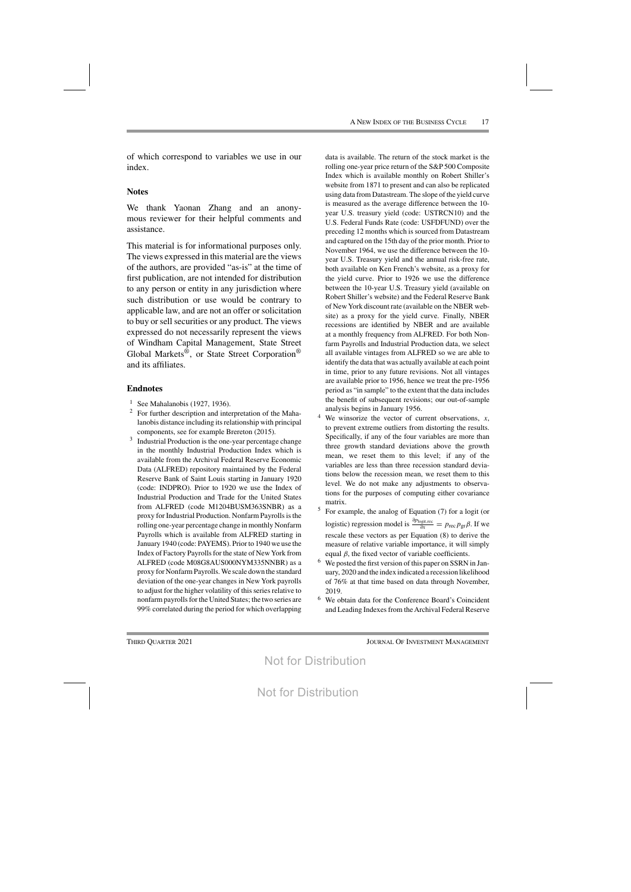of which correspond to variables we use in our index.

### Notes

We thank Yaonan Zhang and an anonymous reviewer for their helpful comments and assistance.

This material is for informational purposes only. The views expressed in this material are the views of the authors, are provided "as-is" at the time of first publication, are not intended for distribution to any person or entity in any jurisdiction where such distribution or use would be contrary to applicable law, and are not an offer or solicitation to buy or sell securities or any product. The views expressed do not necessarily represent the views of Windham Capital Management, State Street Global Markets®, or State Street Corporation® and its affiliates.

### Endnotes

1. See Mahalanobis (1927, 1936).
2. For further description and interpretation of the Mahalanobis distance including its relationship with principal components, see for example Brereton (2015).
3. Industrial Production is the one-year percentage change in the monthly Industrial Production Index which is available from the Archival Federal Reserve Economic Data (ALFRED) repository maintained by the Federal Reserve Bank of Saint Louis starting in January 1920 (code: INDPRO). Prior to 1920 we use the Index of Industrial Production and Trade for the United States from ALFRED (code M1204BUSM363SNBR) as a proxy for Industrial Production. Nonfarm Payrolls is the rolling one-year percentage change in monthly Nonfarm Payrolls which is available from ALFRED starting in January 1940 (code: PAYEMS). Prior to 1940 we use the Index of Factory Payrolls for the state of New York from ALFRED (code M08G8AUS000NYM335NNBR) as a proxy for Nonfarm Payrolls. We scale down the standard deviation of the one-year changes in New York payrolls to adjust for the higher volatility of this series relative to nonfarm payrolls for the United States; the two series are 99% correlated during the period for which overlapping data is available. The return of the stock market is the rolling one-year price return of the S&P 500 Composite Index which is available monthly on Robert Shiller's website from 1871 to present and can also be replicated using data from Datastream. The slope of the yield curve is measured as the average difference between the 10-year U.S. treasury yield (code: USTRCN10) and the U.S. Federal Funds Rate (code: USFDFUND) over the preceding 12 months which is sourced from Datastream and captured on the 15th day of the prior month. Prior to November 1964, we use the difference between the 10-year U.S. Treasury yield and the annual risk-free rate, both available on Ken French's website, as a proxy for the yield curve. Prior to 1926 we use the difference between the 10-year U.S. Treasury yield (available on Robert Shiller's website) and the Federal Reserve Bank of New York discount rate (available on the NBER website) as a proxy for the yield curve. Finally, NBER recessions are identified by NBER and are available at a monthly frequency from ALFRED. For both Nonfarm Payrolls and Industrial Production data, we select all available vintages from ALFRED so we are able to identify the data that was actually available at each point in time, prior to any future revisions. Not all vintages are available prior to 1956, hence we treat the pre-1956 period as "in sample" to the extent that the data includes the benefit of subsequent revisions; our out-of-sample analysis begins in January 1956.
4. We winsorize the vector of current observations, $x$, to prevent extreme outliers from distorting the results. Specifically, if any of the four variables are more than three growth standard deviations above the growth mean, we reset them to this level; if any of the variables are less than three recession standard deviations below the recession mean, we reset them to this level. We do not make any adjustments to observations for the purposes of computing either covariance matrix.
5. For example, the analog of Equation (7) for a logit (or logistic) regression model is $\frac{\partial p_{\text{logit,rec}}}{\partial x} = p_{\text{rec}}\, p_{\text{gr}}\, \beta$. If we rescale these vectors as per Equation (8) to derive the measure of relative variable importance, it will simply equal $\beta$, the fixed vector of variable coefficients.
6. We posted the first version of this paper on SSRN in January, 2020 and the index indicated a recession likelihood of 76% at that time based on data through November, 2019.
6. We obtain data for the Conference Board's Coincident and Leading Indexes from the Archival Federal Reserve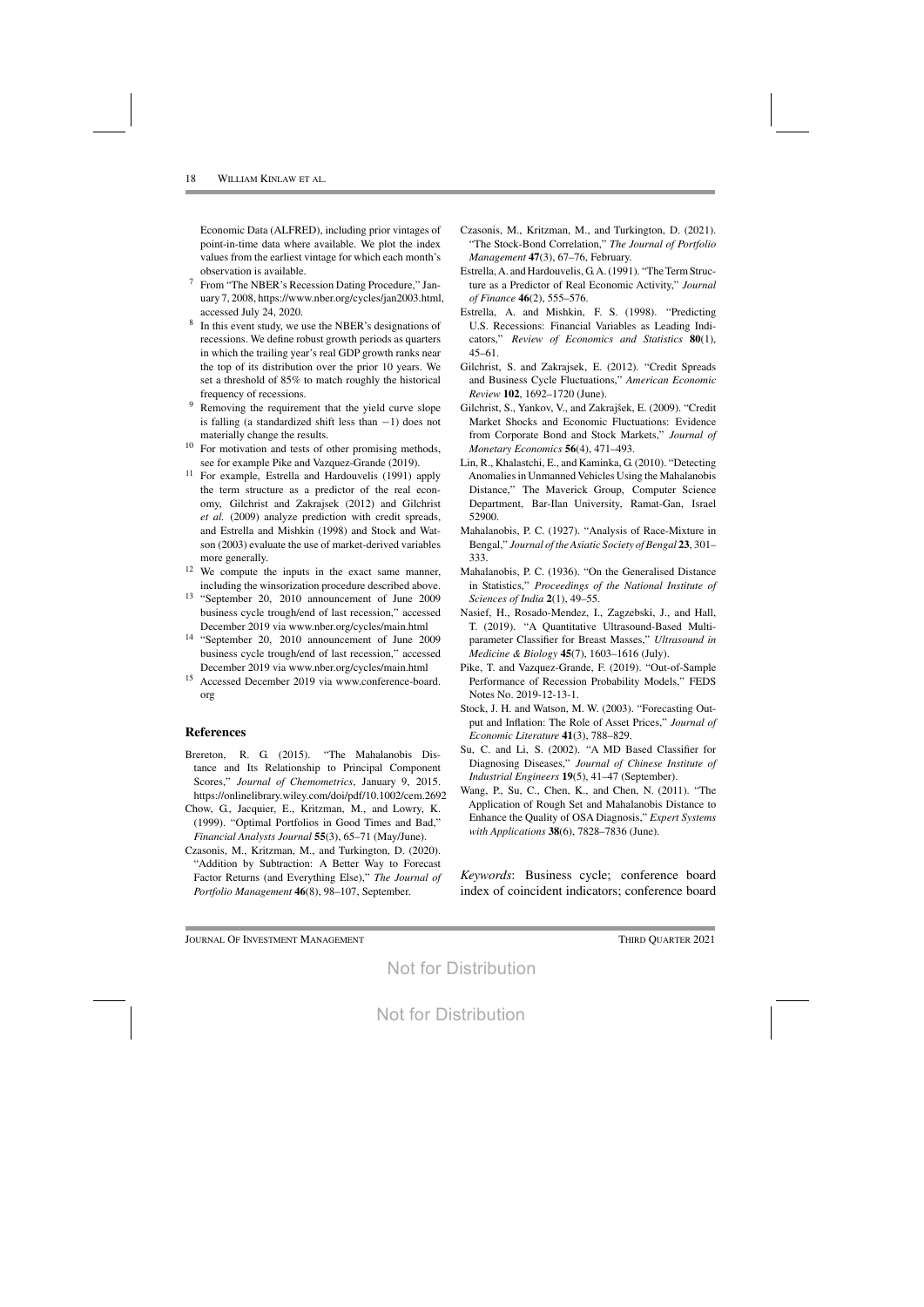Economic Data (ALFRED), including prior vintages of point-in-time data where available. We plot the index values from the earliest vintage for which each month's observation is available.

[7] From "The NBER's Recession Dating Procedure," January 7, 2008, https://www.nber.org/cycles/jan2003.html, accessed July 24, 2020.

[8] In this event study, we use the NBER's designations of recessions. We define robust growth periods as quarters in which the trailing year's real GDP growth ranks near the top of its distribution over the prior 10 years. We set a threshold of 85% to match roughly the historical frequency of recessions.

[9] Removing the requirement that the yield curve slope is falling (a standardized shift less than $-1$) does not materially change the results.

[10] For motivation and tests of other promising methods, see for example Pike and Vazquez-Grande (2019).

[11] For example, Estrella and Hardouvelis (1991) apply the term structure as a predictor of the real economy, Gilchrist and Zakrajsek (2012) and Gilchrist *et al.* (2009) analyze prediction with credit spreads, and Estrella and Mishkin (1998) and Stock and Watson (2003) evaluate the use of market-derived variables more generally.

[12] We compute the inputs in the exact same manner, including the winsorization procedure described above.

[13] "September 20, 2010 announcement of June 2009 business cycle trough/end of last recession," accessed December 2019 via www.nber.org/cycles/main.html

[14] "September 20, 2010 announcement of June 2009 business cycle trough/end of last recession," accessed December 2019 via www.nber.org/cycles/main.html

[15] Accessed December 2019 via www.conference-board.org

## References

Brereton, R. G. (2015). "The Mahalanobis Distance and Its Relationship to Principal Component Scores," *Journal of Chemometrics*, January 9, 2015. https://onlinelibrary.wiley.com/doi/pdf/10.1002/cem.2692

Chow, G., Jacquier, E., Kritzman, M., and Lowry, K. (1999). "Optimal Portfolios in Good Times and Bad," *Financial Analysts Journal* **55**(3), 65–71 (May/June).

Czasonis, M., Kritzman, M., and Turkington, D. (2020). "Addition by Subtraction: A Better Way to Forecast Factor Returns (and Everything Else)," *The Journal of Portfolio Management* **46**(8), 98–107, September.

Czasonis, M., Kritzman, M., and Turkington, D. (2021). "The Stock-Bond Correlation," *The Journal of Portfolio Management* **47**(3), 67–76, February.

Estrella, A. and Hardouvelis, G. A. (1991). "The Term Structure as a Predictor of Real Economic Activity," *Journal of Finance* **46**(2), 555–576.

Estrella, A. and Mishkin, F. S. (1998). "Predicting U.S. Recessions: Financial Variables as Leading Indicators," *Review of Economics and Statistics* **80**(1), 45–61.

Gilchrist, S. and Zakrajsek, E. (2012). "Credit Spreads and Business Cycle Fluctuations," *American Economic Review* **102**, 1692–1720 (June).

Gilchrist, S., Yankov, V., and Zakrajšek, E. (2009). "Credit Market Shocks and Economic Fluctuations: Evidence from Corporate Bond and Stock Markets," *Journal of Monetary Economics* **56**(4), 471–493.

Lin, R., Khalastchi, E., and Kaminka, G. (2010). "Detecting Anomalies in Unmanned Vehicles Using the Mahalanobis Distance," The Maverick Group, Computer Science Department, Bar-Ilan University, Ramat-Gan, Israel 52900.

Mahalanobis, P. C. (1927). "Analysis of Race-Mixture in Bengal," *Journal of the Asiatic Society of Bengal* **23**, 301–333.

Mahalanobis, P. C. (1936). "On the Generalised Distance in Statistics," *Proceedings of the National Institute of Sciences of India* **2**(1), 49–55.

Nasief, H., Rosado-Mendez, I., Zagzebski, J., and Hall, T. (2019). "A Quantitative Ultrasound-Based Multiparameter Classifier for Breast Masses," *Ultrasound in Medicine & Biology* **45**(7), 1603–1616 (July).

Pike, T. and Vazquez-Grande, F. (2019). "Out-of-Sample Performance of Recession Probability Models," FEDS Notes No. 2019-12-13-1.

Stock, J. H. and Watson, M. W. (2003). "Forecasting Output and Inflation: The Role of Asset Prices," *Journal of Economic Literature* **41**(3), 788–829.

Su, C. and Li, S. (2002). "A MD Based Classifier for Diagnosing Diseases," *Journal of Chinese Institute of Industrial Engineers* **19**(5), 41–47 (September).

Wang, P., Su, C., Chen, K., and Chen, N. (2011). "The Application of Rough Set and Mahalanobis Distance to Enhance the Quality of OSA Diagnosis," *Expert Systems with Applications* **38**(6), 7828–7836 (June).

*Keywords*: Business cycle; conference board index of coincident indicators; conference board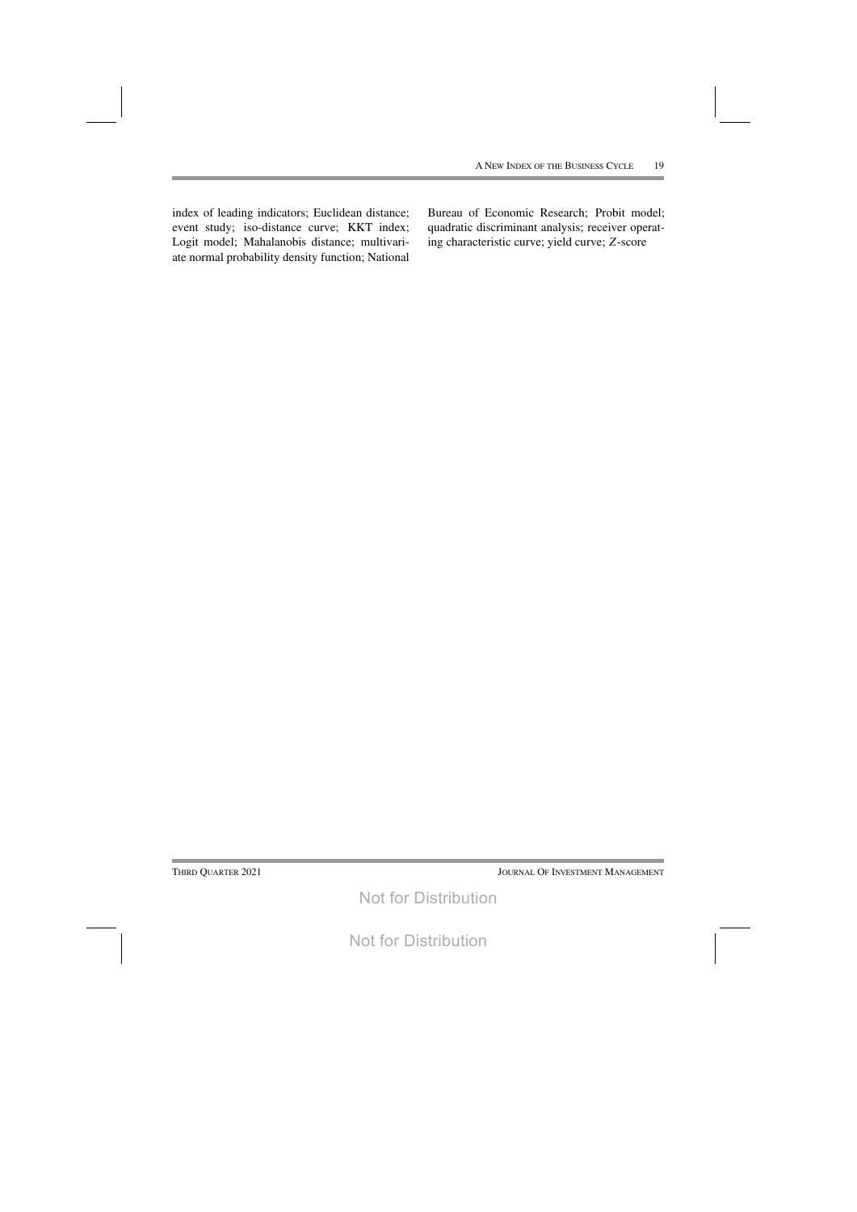index of leading indicators; Euclidean distance; event study; iso-distance curve; KKT index; Logit model; Mahalanobis distance; multivariate normal probability density function; National Bureau of Economic Research; Probit model; quadratic discriminant analysis; receiver operating characteristic curve; yield curve; $Z$-score

Not for Distribution

Not for Distribution